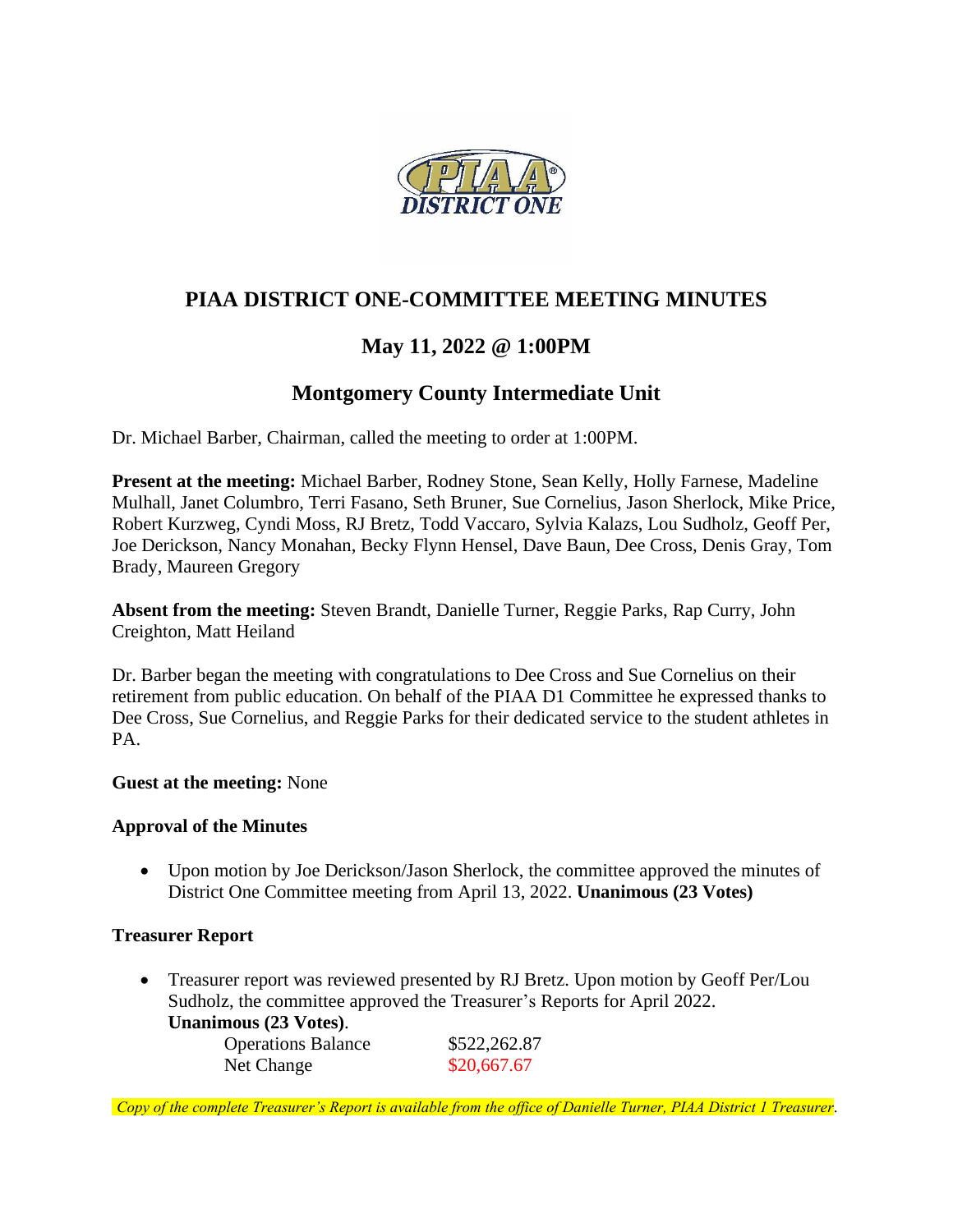# PIAA DISTRICT ONE-COMMITTEE MEETING MINUTES

## May 11, 2022 @ 1:00PM

## Montgomery County Intermediate Unit

Dr. Michael Barber, Chairman, called the meeting to order at 1:00PM.

**Present at the meeting:** Michael Barber, Rodney Stone, Sean Kelly, Holly Farnese, Madeline Mulhall, Janet Columbro, Terri Fasano, Seth Bruner, Sue Cornelius, Jason Sherlock, Mike Price, Robert Kurzweg, Cyndi Moss, RJ Bretz, Todd Vaccaro, Sylvia Kalazs, Lou Sudholz, Geoff Per, Joe Derickson, Nancy Monahan, Becky Flynn Hensel, Dave Baun, Dee Cross, Denis Gray, Tom Brady, Maureen Gregory

**Absent from the meeting:** Steven Brandt, Danielle Turner, Reggie Parks, Rap Curry, John Creighton, Matt Heiland

Dr. Barber began the meeting with congratulations to Dee Cross and Sue Cornelius on their retirement from public education. On behalf of the PIAA D1 Committee he expressed thanks to Dee Cross, Sue Cornelius, and Reggie Parks for their dedicated service to the student athletes in PA.

**Guest at the meeting:** None

**Approval of the Minutes**

- Upon motion by Joe Derickson/Jason Sherlock, the committee approved the minutes of District One Committee meeting from April 13, 2022. **Unanimous (23 Votes)**

**Treasurer Report**

- Treasurer report was reviewed presented by RJ Bretz. Upon motion by Geoff Per/Lou Sudholz, the committee approved the Treasurer's Reports for April 2022. **Unanimous (23 Votes)**.

| | |
|---|---|
| Operations Balance | $522,262.87 |
| Net Change | $20,667.67 |

*Copy of the complete Treasurer's Report is available from the office of Danielle Turner, PIAA District 1 Treasurer.*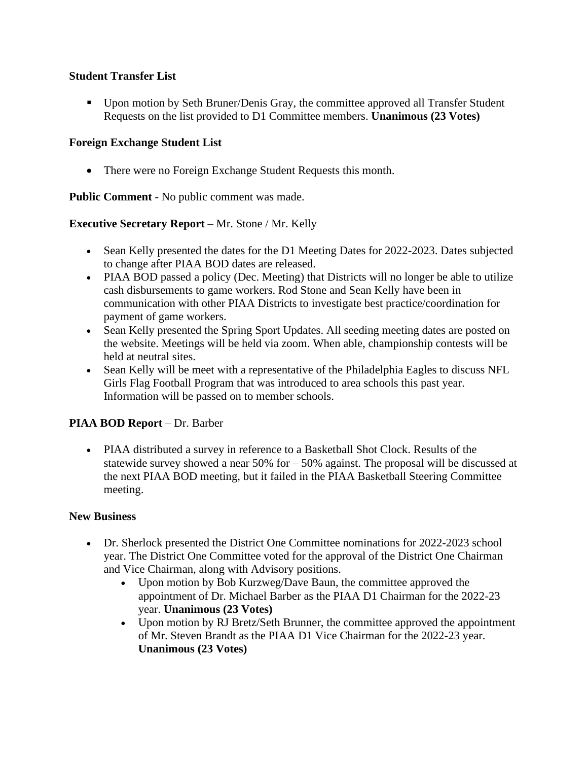**Student Transfer List**

- Upon motion by Seth Bruner/Denis Gray, the committee approved all Transfer Student Requests on the list provided to D1 Committee members. **Unanimous (23 Votes)**

**Foreign Exchange Student List**

- There were no Foreign Exchange Student Requests this month.

**Public Comment** - No public comment was made.

**Executive Secretary Report** – Mr. Stone / Mr. Kelly

- Sean Kelly presented the dates for the D1 Meeting Dates for 2022-2023. Dates subjected to change after PIAA BOD dates are released.
- PIAA BOD passed a policy (Dec. Meeting) that Districts will no longer be able to utilize cash disbursements to game workers. Rod Stone and Sean Kelly have been in communication with other PIAA Districts to investigate best practice/coordination for payment of game workers.
- Sean Kelly presented the Spring Sport Updates. All seeding meeting dates are posted on the website. Meetings will be held via zoom. When able, championship contests will be held at neutral sites.
- Sean Kelly will be meet with a representative of the Philadelphia Eagles to discuss NFL Girls Flag Football Program that was introduced to area schools this past year. Information will be passed on to member schools.

**PIAA BOD Report** – Dr. Barber

- PIAA distributed a survey in reference to a Basketball Shot Clock. Results of the statewide survey showed a near 50% for – 50% against. The proposal will be discussed at the next PIAA BOD meeting, but it failed in the PIAA Basketball Steering Committee meeting.

**New Business**

- Dr. Sherlock presented the District One Committee nominations for 2022-2023 school year. The District One Committee voted for the approval of the District One Chairman and Vice Chairman, along with Advisory positions.
  - Upon motion by Bob Kurzweg/Dave Baun, the committee approved the appointment of Dr. Michael Barber as the PIAA D1 Chairman for the 2022-23 year. **Unanimous (23 Votes)**
  - Upon motion by RJ Bretz/Seth Brunner, the committee approved the appointment of Mr. Steven Brandt as the PIAA D1 Vice Chairman for the 2022-23 year. **Unanimous (23 Votes)**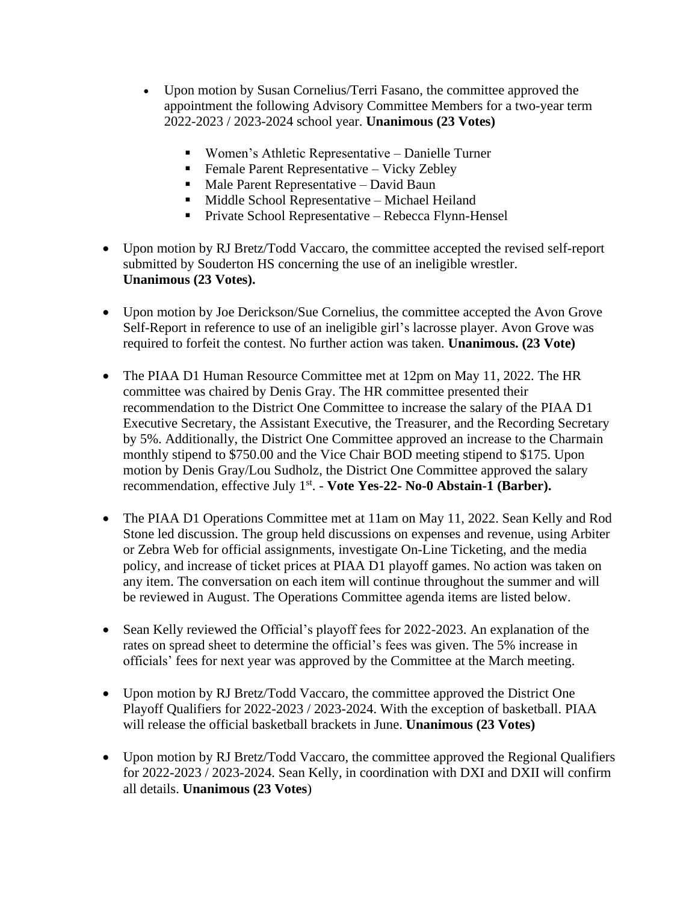- Upon motion by Susan Cornelius/Terri Fasano, the committee approved the appointment the following Advisory Committee Members for a two-year term 2022-2023 / 2023-2024 school year. **Unanimous (23 Votes)**

    - Women's Athletic Representative – Danielle Turner
    - Female Parent Representative – Vicky Zebley
    - Male Parent Representative – David Baun
    - Middle School Representative – Michael Heiland
    - Private School Representative – Rebecca Flynn-Hensel

- Upon motion by RJ Bretz/Todd Vaccaro, the committee accepted the revised self-report submitted by Souderton HS concerning the use of an ineligible wrestler. **Unanimous (23 Votes).**

- Upon motion by Joe Derickson/Sue Cornelius, the committee accepted the Avon Grove Self-Report in reference to use of an ineligible girl's lacrosse player. Avon Grove was required to forfeit the contest. No further action was taken. **Unanimous. (23 Vote)**

- The PIAA D1 Human Resource Committee met at 12pm on May 11, 2022. The HR committee was chaired by Denis Gray. The HR committee presented their recommendation to the District One Committee to increase the salary of the PIAA D1 Executive Secretary, the Assistant Executive, the Treasurer, and the Recording Secretary by 5%. Additionally, the District One Committee approved an increase to the Charmain monthly stipend to $750.00 and the Vice Chair BOD meeting stipend to $175. Upon motion by Denis Gray/Lou Sudholz, the District One Committee approved the salary recommendation, effective July 1st. - **Vote Yes-22- No-0 Abstain-1 (Barber).**

- The PIAA D1 Operations Committee met at 11am on May 11, 2022. Sean Kelly and Rod Stone led discussion. The group held discussions on expenses and revenue, using Arbiter or Zebra Web for official assignments, investigate On-Line Ticketing, and the media policy, and increase of ticket prices at PIAA D1 playoff games. No action was taken on any item. The conversation on each item will continue throughout the summer and will be reviewed in August. The Operations Committee agenda items are listed below.

- Sean Kelly reviewed the Official's playoff fees for 2022-2023. An explanation of the rates on spread sheet to determine the official's fees was given. The 5% increase in officials' fees for next year was approved by the Committee at the March meeting.

- Upon motion by RJ Bretz/Todd Vaccaro, the committee approved the District One Playoff Qualifiers for 2022-2023 / 2023-2024. With the exception of basketball. PIAA will release the official basketball brackets in June. **Unanimous (23 Votes)**

- Upon motion by RJ Bretz/Todd Vaccaro, the committee approved the Regional Qualifiers for 2022-2023 / 2023-2024. Sean Kelly, in coordination with DXI and DXII will confirm all details. **Unanimous (23 Votes**)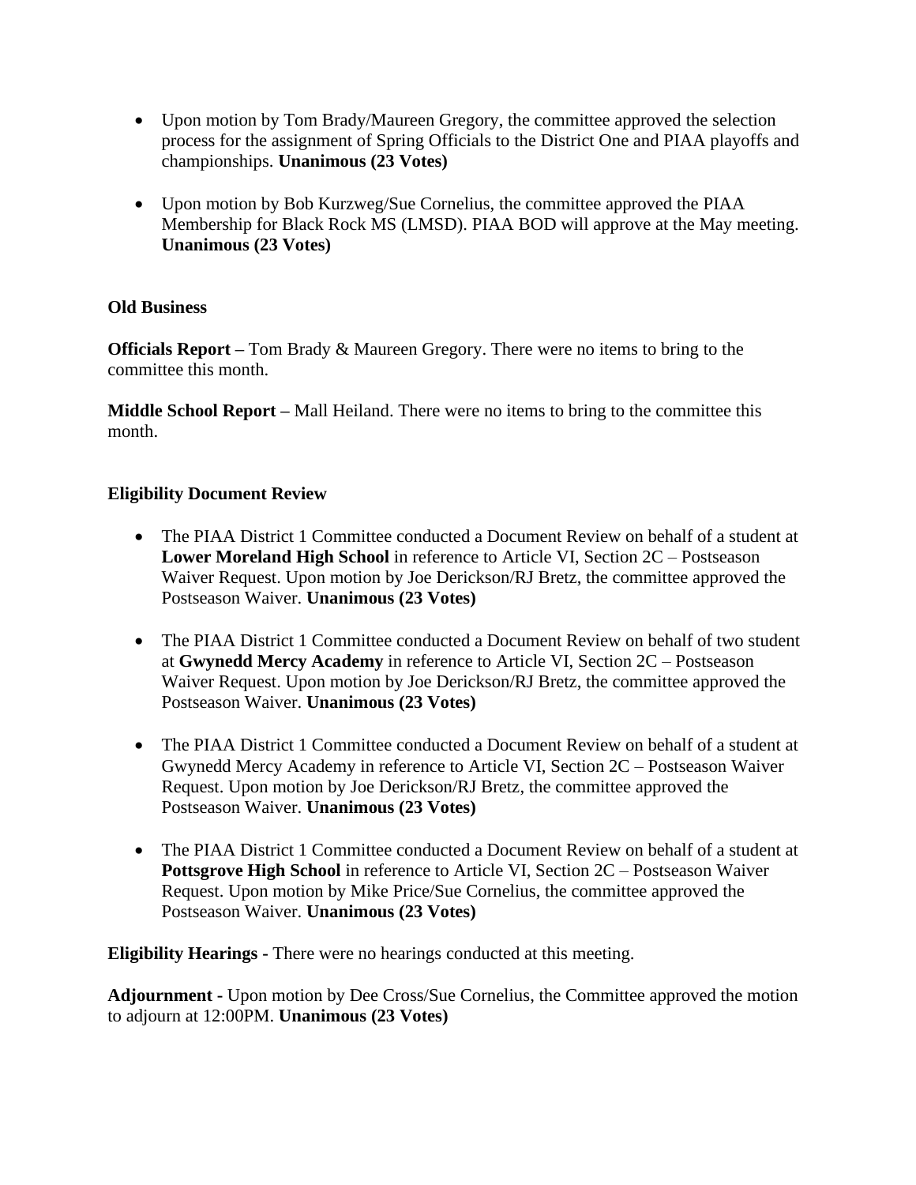- Upon motion by Tom Brady/Maureen Gregory, the committee approved the selection process for the assignment of Spring Officials to the District One and PIAA playoffs and championships. **Unanimous (23 Votes)**

- Upon motion by Bob Kurzweg/Sue Cornelius, the committee approved the PIAA Membership for Black Rock MS (LMSD). PIAA BOD will approve at the May meeting. **Unanimous (23 Votes)**

**Old Business**

**Officials Report –** Tom Brady & Maureen Gregory. There were no items to bring to the committee this month.

**Middle School Report –** Mall Heiland. There were no items to bring to the committee this month.

**Eligibility Document Review**

- The PIAA District 1 Committee conducted a Document Review on behalf of a student at **Lower Moreland High School** in reference to Article VI, Section 2C – Postseason Waiver Request. Upon motion by Joe Derickson/RJ Bretz, the committee approved the Postseason Waiver. **Unanimous (23 Votes)**

- The PIAA District 1 Committee conducted a Document Review on behalf of two student at **Gwynedd Mercy Academy** in reference to Article VI, Section 2C – Postseason Waiver Request. Upon motion by Joe Derickson/RJ Bretz, the committee approved the Postseason Waiver. **Unanimous (23 Votes)**

- The PIAA District 1 Committee conducted a Document Review on behalf of a student at Gwynedd Mercy Academy in reference to Article VI, Section 2C – Postseason Waiver Request. Upon motion by Joe Derickson/RJ Bretz, the committee approved the Postseason Waiver. **Unanimous (23 Votes)**

- The PIAA District 1 Committee conducted a Document Review on behalf of a student at **Pottsgrove High School** in reference to Article VI, Section 2C – Postseason Waiver Request. Upon motion by Mike Price/Sue Cornelius, the committee approved the Postseason Waiver. **Unanimous (23 Votes)**

**Eligibility Hearings -** There were no hearings conducted at this meeting.

**Adjournment -** Upon motion by Dee Cross/Sue Cornelius, the Committee approved the motion to adjourn at 12:00PM. **Unanimous (23 Votes)**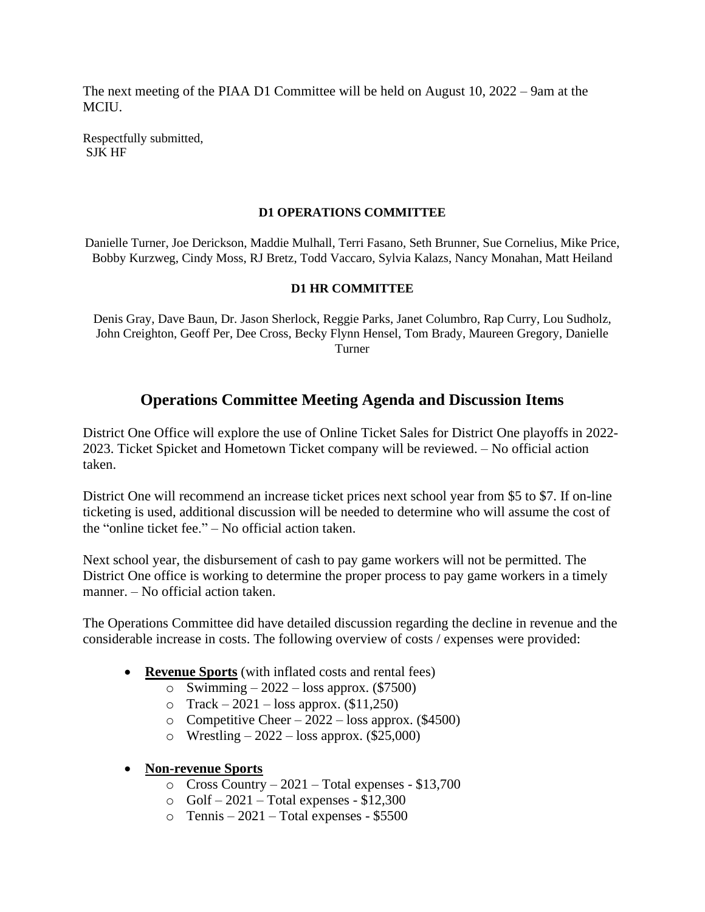The next meeting of the PIAA D1 Committee will be held on August 10, 2022 – 9am at the MCIU.

Respectfully submitted,
SJK HF

**D1 OPERATIONS COMMITTEE**

Danielle Turner, Joe Derickson, Maddie Mulhall, Terri Fasano, Seth Brunner, Sue Cornelius, Mike Price, Bobby Kurzweg, Cindy Moss, RJ Bretz, Todd Vaccaro, Sylvia Kalazs, Nancy Monahan, Matt Heiland

**D1 HR COMMITTEE**

Denis Gray, Dave Baun, Dr. Jason Sherlock, Reggie Parks, Janet Columbro, Rap Curry, Lou Sudholz, John Creighton, Geoff Per, Dee Cross, Becky Flynn Hensel, Tom Brady, Maureen Gregory, Danielle Turner

## Operations Committee Meeting Agenda and Discussion Items

District One Office will explore the use of Online Ticket Sales for District One playoffs in 2022-2023. Ticket Spicket and Hometown Ticket company will be reviewed. – No official action taken.

District One will recommend an increase ticket prices next school year from $5 to $7. If on-line ticketing is used, additional discussion will be needed to determine who will assume the cost of the "online ticket fee." – No official action taken.

Next school year, the disbursement of cash to pay game workers will not be permitted. The District One office is working to determine the proper process to pay game workers in a timely manner. – No official action taken.

The Operations Committee did have detailed discussion regarding the decline in revenue and the considerable increase in costs. The following overview of costs / expenses were provided:

- **Revenue Sports** (with inflated costs and rental fees)
  - Swimming – 2022 – loss approx. ($7500)
  - Track – 2021 – loss approx. ($11,250)
  - Competitive Cheer – 2022 – loss approx. ($4500)
  - Wrestling – 2022 – loss approx. ($25,000)

- **Non-revenue Sports**
  - Cross Country – 2021 – Total expenses - $13,700
  - Golf – 2021 – Total expenses - $12,300
  - Tennis – 2021 – Total expenses - $5500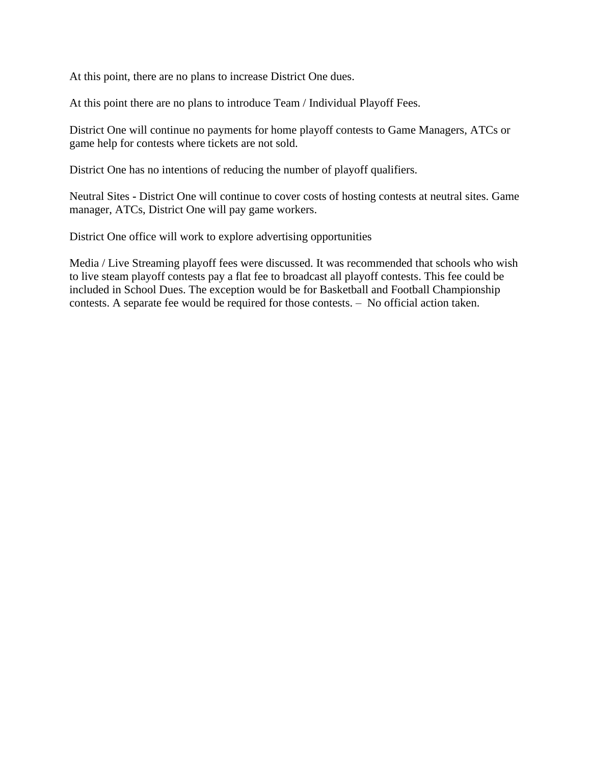At this point, there are no plans to increase District One dues.

At this point there are no plans to introduce Team / Individual Playoff Fees.

District One will continue no payments for home playoff contests to Game Managers, ATCs or game help for contests where tickets are not sold.

District One has no intentions of reducing the number of playoff qualifiers.

Neutral Sites - District One will continue to cover costs of hosting contests at neutral sites. Game manager, ATCs, District One will pay game workers.

District One office will work to explore advertising opportunities

Media / Live Streaming playoff fees were discussed. It was recommended that schools who wish to live steam playoff contests pay a flat fee to broadcast all playoff contests. This fee could be included in School Dues. The exception would be for Basketball and Football Championship contests. A separate fee would be required for those contests. – No official action taken.